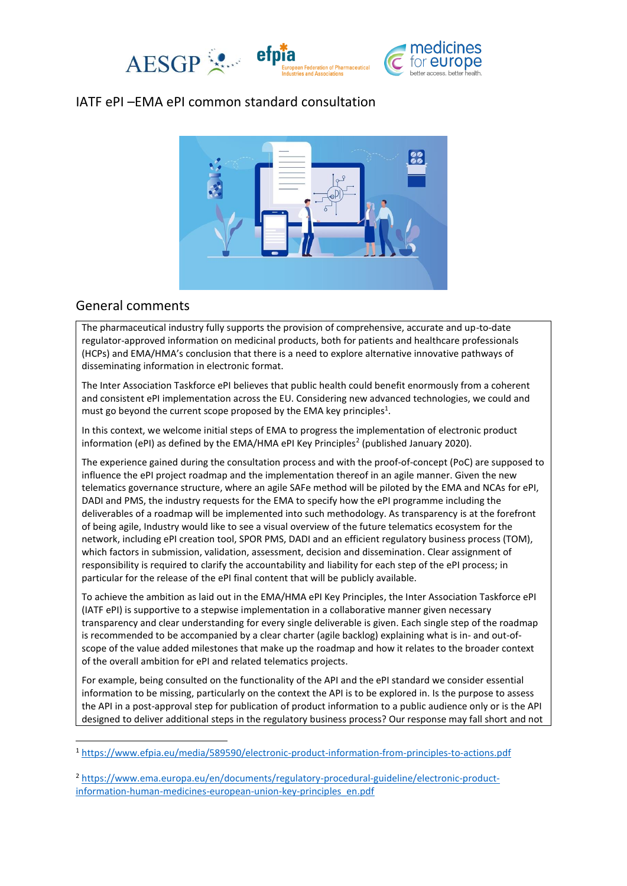# IATF ePI –EMA ePI common standard consultation

## General comments

The pharmaceutical industry fully supports the provision of comprehensive, accurate and up-to-date regulator-approved information on medicinal products, both for patients and healthcare professionals (HCPs) and EMA/HMA's conclusion that there is a need to explore alternative innovative pathways of disseminating information in electronic format.

The Inter Association Taskforce ePI believes that public health could benefit enormously from a coherent and consistent ePI implementation across the EU. Considering new advanced technologies, we could and must go beyond the current scope proposed by the EMA key principles[1].

In this context, we welcome initial steps of EMA to progress the implementation of electronic product information (ePI) as defined by the EMA/HMA ePI Key Principles[2] (published January 2020).

The experience gained during the consultation process and with the proof-of-concept (PoC) are supposed to influence the ePI project roadmap and the implementation thereof in an agile manner. Given the new telematics governance structure, where an agile SAFe method will be piloted by the EMA and NCAs for ePI, DADI and PMS, the industry requests for the EMA to specify how the ePI programme including the deliverables of a roadmap will be implemented into such methodology. As transparency is at the forefront of being agile, Industry would like to see a visual overview of the future telematics ecosystem for the network, including ePI creation tool, SPOR PMS, DADI and an efficient regulatory business process (TOM), which factors in submission, validation, assessment, decision and dissemination. Clear assignment of responsibility is required to clarify the accountability and liability for each step of the ePI process; in particular for the release of the ePI final content that will be publicly available.

To achieve the ambition as laid out in the EMA/HMA ePI Key Principles, the Inter Association Taskforce ePI (IATF ePI) is supportive to a stepwise implementation in a collaborative manner given necessary transparency and clear understanding for every single deliverable is given. Each single step of the roadmap is recommended to be accompanied by a clear charter (agile backlog) explaining what is in- and out-of-scope of the value added milestones that make up the roadmap and how it relates to the broader context of the overall ambition for ePI and related telematics projects.

For example, being consulted on the functionality of the API and the ePI standard we consider essential information to be missing, particularly on the context the API is to be explored in. Is the purpose to assess the API in a post-approval step for publication of product information to a public audience only or is the API designed to deliver additional steps in the regulatory business process? Our response may fall short and not

[1] https://www.efpia.eu/media/589590/electronic-product-information-from-principles-to-actions.pdf

[2] https://www.ema.europa.eu/en/documents/regulatory-procedural-guideline/electronic-product-information-human-medicines-european-union-key-principles_en.pdf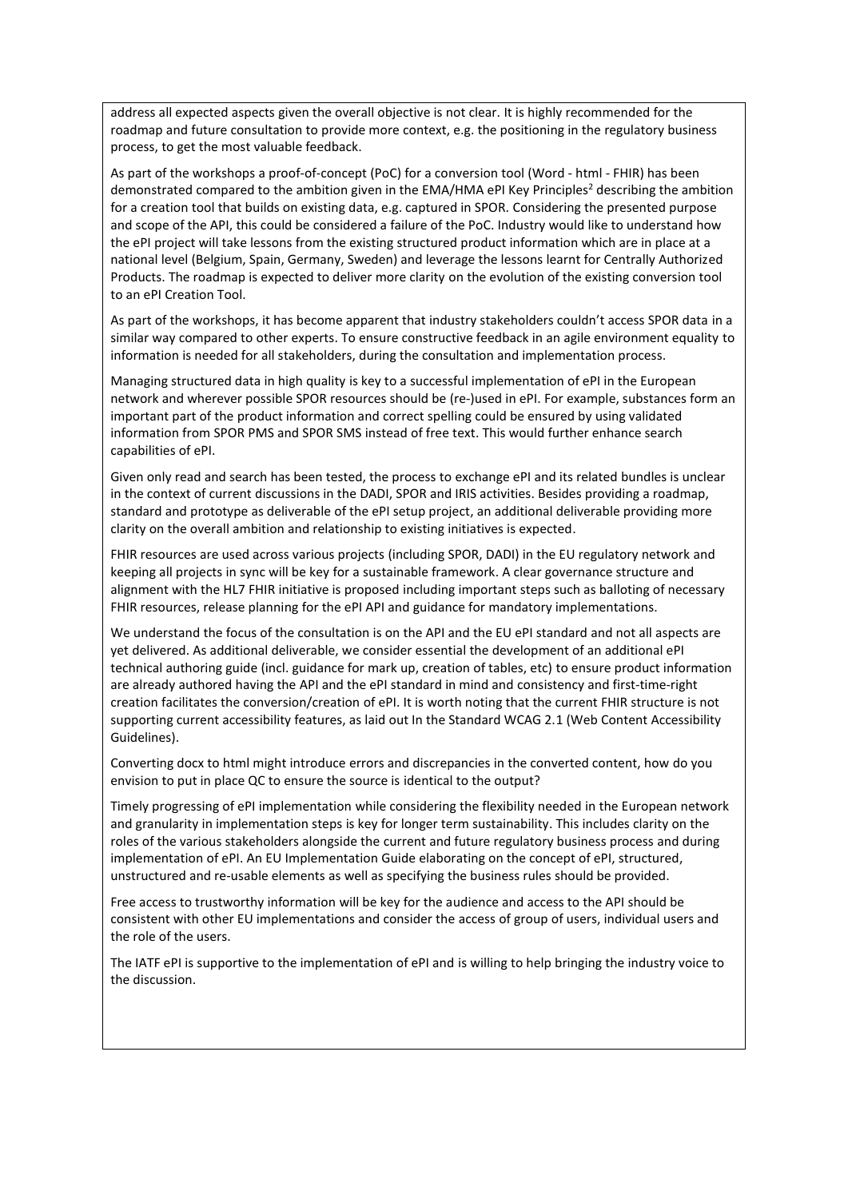address all expected aspects given the overall objective is not clear. It is highly recommended for the roadmap and future consultation to provide more context, e.g. the positioning in the regulatory business process, to get the most valuable feedback.

As part of the workshops a proof-of-concept (PoC) for a conversion tool (Word - html - FHIR) has been demonstrated compared to the ambition given in the EMA/HMA ePI Key Principles[2] describing the ambition for a creation tool that builds on existing data, e.g. captured in SPOR. Considering the presented purpose and scope of the API, this could be considered a failure of the PoC. Industry would like to understand how the ePI project will take lessons from the existing structured product information which are in place at a national level (Belgium, Spain, Germany, Sweden) and leverage the lessons learnt for Centrally Authorized Products. The roadmap is expected to deliver more clarity on the evolution of the existing conversion tool to an ePI Creation Tool.

As part of the workshops, it has become apparent that industry stakeholders couldn't access SPOR data in a similar way compared to other experts. To ensure constructive feedback in an agile environment equality to information is needed for all stakeholders, during the consultation and implementation process.

Managing structured data in high quality is key to a successful implementation of ePI in the European network and wherever possible SPOR resources should be (re-)used in ePI. For example, substances form an important part of the product information and correct spelling could be ensured by using validated information from SPOR PMS and SPOR SMS instead of free text. This would further enhance search capabilities of ePI.

Given only read and search has been tested, the process to exchange ePI and its related bundles is unclear in the context of current discussions in the DADI, SPOR and IRIS activities. Besides providing a roadmap, standard and prototype as deliverable of the ePI setup project, an additional deliverable providing more clarity on the overall ambition and relationship to existing initiatives is expected.

FHIR resources are used across various projects (including SPOR, DADI) in the EU regulatory network and keeping all projects in sync will be key for a sustainable framework. A clear governance structure and alignment with the HL7 FHIR initiative is proposed including important steps such as balloting of necessary FHIR resources, release planning for the ePI API and guidance for mandatory implementations.

We understand the focus of the consultation is on the API and the EU ePI standard and not all aspects are yet delivered. As additional deliverable, we consider essential the development of an additional ePI technical authoring guide (incl. guidance for mark up, creation of tables, etc) to ensure product information are already authored having the API and the ePI standard in mind and consistency and first-time-right creation facilitates the conversion/creation of ePI. It is worth noting that the current FHIR structure is not supporting current accessibility features, as laid out In the Standard WCAG 2.1 (Web Content Accessibility Guidelines).

Converting docx to html might introduce errors and discrepancies in the converted content, how do you envision to put in place QC to ensure the source is identical to the output?

Timely progressing of ePI implementation while considering the flexibility needed in the European network and granularity in implementation steps is key for longer term sustainability. This includes clarity on the roles of the various stakeholders alongside the current and future regulatory business process and during implementation of ePI. An EU Implementation Guide elaborating on the concept of ePI, structured, unstructured and re-usable elements as well as specifying the business rules should be provided.

Free access to trustworthy information will be key for the audience and access to the API should be consistent with other EU implementations and consider the access of group of users, individual users and the role of the users.

The IATF ePI is supportive to the implementation of ePI and is willing to help bringing the industry voice to the discussion.